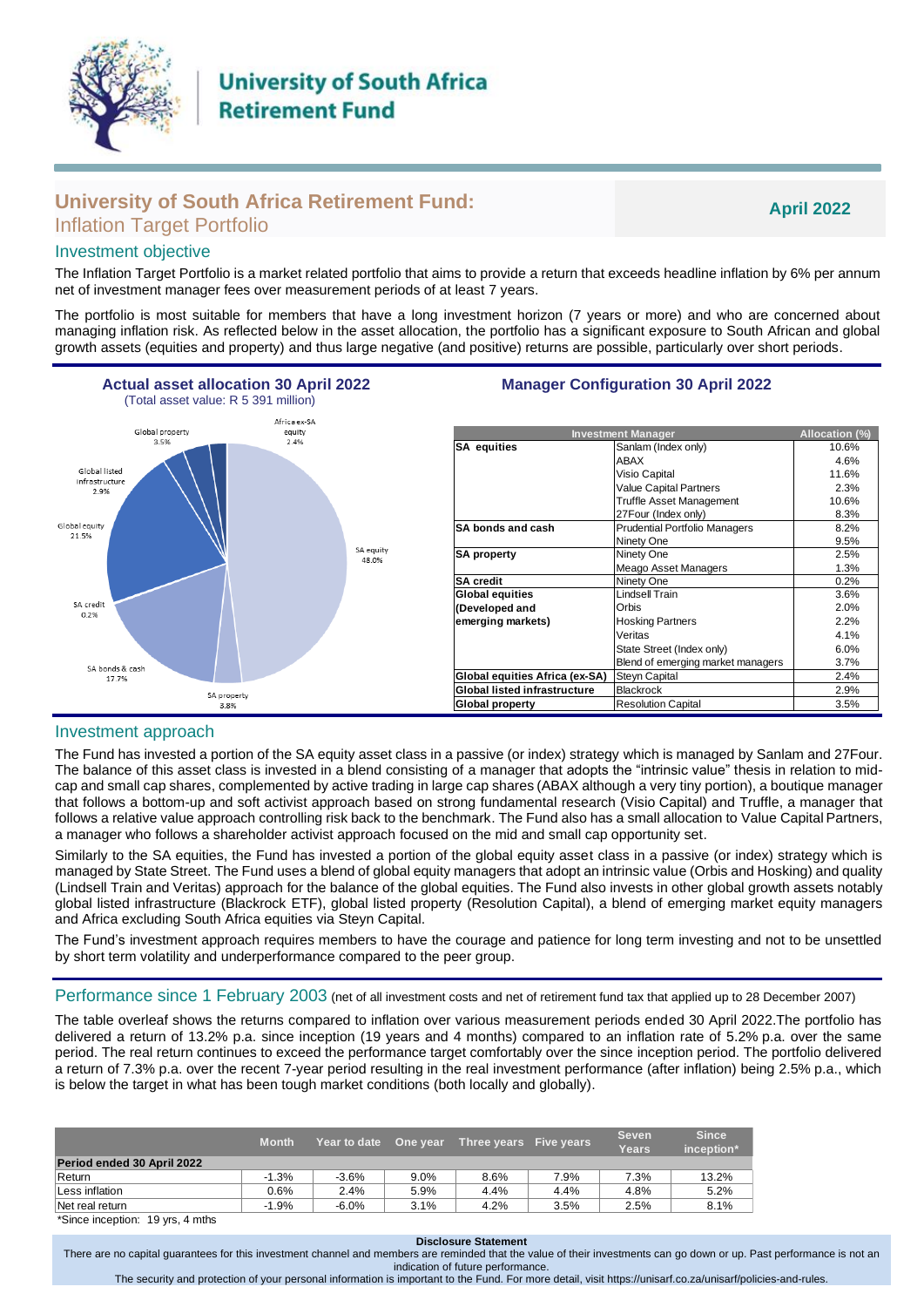# University of South Africa Retirement Fund

## University of South Africa Retirement Fund: Inflation Target Portfolio

**April 2022**

### Investment objective

The Inflation Target Portfolio is a market related portfolio that aims to provide a return that exceeds headline inflation by 6% per annum net of investment manager fees over measurement periods of at least 7 years.

The portfolio is most suitable for members that have a long investment horizon (7 years or more) and who are concerned about managing inflation risk. As reflected below in the asset allocation, the portfolio has a significant exposure to South African and global growth assets (equities and property) and thus large negative (and positive) returns are possible, particularly over short periods.

### Actual asset allocation 30 April 2022

(Total asset value: R 5 391 million)

| Asset class | Allocation |
|---|---|
| SA equity | 48.0% |
| SA property | 3.8% |
| SA bonds & cash | 17.7% |
| SA credit | 0.2% |
| Global equity | 21.5% |
| Global listed infrastructure | 2.9% |
| Global property | 3.5% |
| Africa ex-SA equity | 2.4% |

### Manager Configuration 30 April 2022

| | Investment Manager | Allocation (%) |
|---|---|---|
| **SA equities** | Sanlam (Index only) | 10.6% |
| | ABAX | 4.6% |
| | Visio Capital | 11.6% |
| | Value Capital Partners | 2.3% |
| | Truffle Asset Management | 10.6% |
| | 27Four (Index only) | 8.3% |
| **SA bonds and cash** | Prudential Portfolio Managers | 8.2% |
| | Ninety One | 9.5% |
| **SA property** | Ninety One | 2.5% |
| | Meago Asset Managers | 1.3% |
| **SA credit** | Ninety One | 0.2% |
| **Global equities (Developed and emerging markets)** | Lindsell Train | 3.6% |
| | Orbis | 2.0% |
| | Hosking Partners | 2.2% |
| | Veritas | 4.1% |
| | State Street (Index only) | 6.0% |
| | Blend of emerging market managers | 3.7% |
| **Global equities Africa (ex-SA)** | Steyn Capital | 2.4% |
| **Global listed infrastructure** | Blackrock | 2.9% |
| **Global property** | Resolution Capital | 3.5% |

### Investment approach

The Fund has invested a portion of the SA equity asset class in a passive (or index) strategy which is managed by Sanlam and 27Four. The balance of this asset class is invested in a blend consisting of a manager that adopts the "intrinsic value" thesis in relation to mid-cap and small cap shares, complemented by active trading in large cap shares (ABAX although a very tiny portion), a boutique manager that follows a bottom-up and soft activist approach based on strong fundamental research (Visio Capital) and Truffle, a manager that follows a relative value approach controlling risk back to the benchmark. The Fund also has a small allocation to Value Capital Partners, a manager who follows a shareholder activist approach focused on the mid and small cap opportunity set.

Similarly to the SA equities, the Fund has invested a portion of the global equity asset class in a passive (or index) strategy which is managed by State Street. The Fund uses a blend of global equity managers that adopt an intrinsic value (Orbis and Hosking) and quality (Lindsell Train and Veritas) approach for the balance of the global equities. The Fund also invests in other global growth assets notably global listed infrastructure (Blackrock ETF), global listed property (Resolution Capital), a blend of emerging market equity managers and Africa excluding South Africa equities via Steyn Capital.

The Fund's investment approach requires members to have the courage and patience for long term investing and not to be unsettled by short term volatility and underperformance compared to the peer group.

### Performance since 1 February 2003 (net of all investment costs and net of retirement fund tax that applied up to 28 December 2007)

The table overleaf shows the returns compared to inflation over various measurement periods ended 30 April 2022.The portfolio has delivered a return of 13.2% p.a. since inception (19 years and 4 months) compared to an inflation rate of 5.2% p.a. over the same period. The real return continues to exceed the performance target comfortably over the since inception period. The portfolio delivered a return of 7.3% p.a. over the recent 7-year period resulting in the real investment performance (after inflation) being 2.5% p.a., which is below the target in what has been tough market conditions (both locally and globally).

| | Month | Year to date | One year | Three years | Five years | Seven Years | Since inception* |
|---|---|---|---|---|---|---|---|
| **Period ended 30 April 2022** | | | | | | | |
| Return | -1.3% | -3.6% | 9.0% | 8.6% | 7.9% | 7.3% | 13.2% |
| Less inflation | 0.6% | 2.4% | 5.9% | 4.4% | 4.4% | 4.8% | 5.2% |
| Net real return | -1.9% | -6.0% | 3.1% | 4.2% | 3.5% | 2.5% | 8.1% |

*Since inception: 19 yrs, 4 mths

**Disclosure Statement**

There are no capital guarantees for this investment channel and members are reminded that the value of their investments can go down or up. Past performance is not an indication of future performance.

The security and protection of your personal information is important to the Fund. For more detail, visit https://unisarf.co.za/unisarf/policies-and-rules.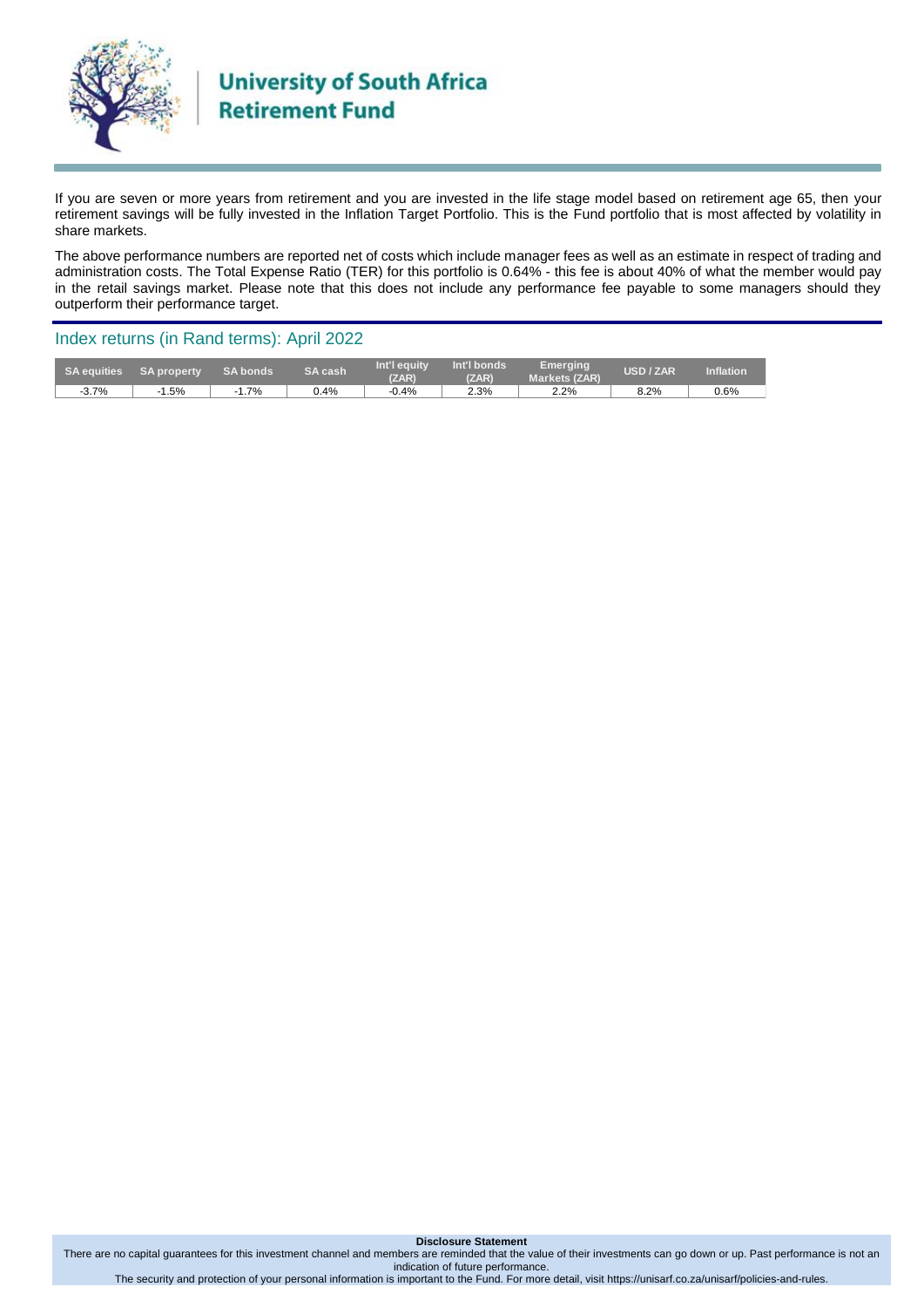If you are seven or more years from retirement and you are invested in the life stage model based on retirement age 65, then your retirement savings will be fully invested in the Inflation Target Portfolio. This is the Fund portfolio that is most affected by volatility in share markets.

The above performance numbers are reported net of costs which include manager fees as well as an estimate in respect of trading and administration costs. The Total Expense Ratio (TER) for this portfolio is 0.64% - this fee is about 40% of what the member would pay in the retail savings market. Please note that this does not include any performance fee payable to some managers should they outperform their performance target.

## Index returns (in Rand terms): April 2022

| SA equities | SA property | SA bonds | SA cash | Int'l equity (ZAR) | Int'l bonds (ZAR) | Emerging Markets (ZAR) | USD / ZAR | Inflation |
|---|---|---|---|---|---|---|---|---|
| -3.7% | -1.5% | -1.7% | 0.4% | -0.4% | 2.3% | 2.2% | 8.2% | 0.6% |

**Disclosure Statement**

There are no capital guarantees for this investment channel and members are reminded that the value of their investments can go down or up. Past performance is not an indication of future performance.

The security and protection of your personal information is important to the Fund. For more detail, visit https://unisarf.co.za/unisarf/policies-and-rules.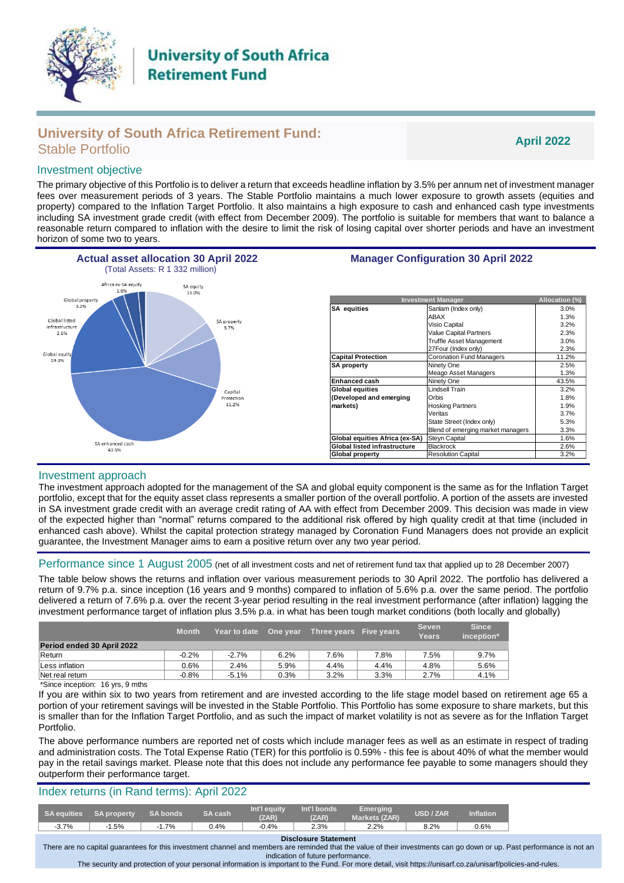# University of South Africa Retirement Fund: Stable Portfolio

**April 2022**

## Investment objective

The primary objective of this Portfolio is to deliver a return that exceeds headline inflation by 3.5% per annum net of investment manager fees over measurement periods of 3 years. The Stable Portfolio maintains a much lower exposure to growth assets (equities and property) compared to the Inflation Target Portfolio. It also maintains a high exposure to cash and enhanced cash type investments including SA investment grade credit (with effect from December 2009). The portfolio is suitable for members that want to balance a reasonable return compared to inflation with the desire to limit the risk of losing capital over shorter periods and have an investment horizon of some two to years.

### Actual asset allocation 30 April 2022

(Total Assets: R 1 332 million)

| Asset class | Allocation |
|---|---|
| SA equity | 15.0% |
| SA property | 3.7% |
| Capital Protection | 11.2% |
| SA enhanced cash | 43.5% |
| Global equity | 19.3% |
| Global listed infrastructure | 2.6% |
| Global property | 3.2% |
| Africa ex-SA equity | 1.6% |

### Manager Configuration 30 April 2022

| Investment Manager | | Allocation (%) |
|---|---|---|
| **SA equities** | Sanlam (Index only) | 3.0% |
| | ABAX | 1.3% |
| | Visio Capital | 3.2% |
| | Value Capital Partners | 2.3% |
| | Truffle Asset Management | 3.0% |
| | 27Four (Index only) | 2.3% |
| **Capital Protection** | Coronation Fund Managers | 11.2% |
| **SA property** | Ninety One | 2.5% |
| | Meago Asset Managers | 1.3% |
| **Enhanced cash** | Ninety One | 43.5% |
| **Global equities (Developed and emerging markets)** | Lindsell Train | 3.2% |
| | Orbis | 1.8% |
| | Hosking Partners | 1.9% |
| | Veritas | 3.7% |
| | State Street (Index only) | 5.3% |
| | Blend of emerging market managers | 3.3% |
| **Global equities Africa (ex-SA)** | Steyn Capital | 1.6% |
| **Global listed infrastructure** | Blackrock | 2.6% |
| **Global property** | Resolution Capital | 3.2% |

## Investment approach

The investment approach adopted for the management of the SA and global equity component is the same as for the Inflation Target portfolio, except that for the equity asset class represents a smaller portion of the overall portfolio. A portion of the assets are invested in SA investment grade credit with an average credit rating of AA with effect from December 2009. This decision was made in view of the expected higher than "normal" returns compared to the additional risk offered by high quality credit at that time (included in enhanced cash above). Whilst the capital protection strategy managed by Coronation Fund Managers does not provide an explicit guarantee, the Investment Manager aims to earn a positive return over any two year period.

## Performance since 1 August 2005 (net of all investment costs and net of retirement fund tax that applied up to 28 December 2007)

The table below shows the returns and inflation over various measurement periods to 30 April 2022. The portfolio has delivered a return of 9.7% p.a. since inception (16 years and 9 months) compared to inflation of 5.6% p.a. over the same period. The portfolio delivered a return of 7.6% p.a. over the recent 3-year period resulting in the real investment performance (after inflation) lagging the investment performance target of inflation plus 3.5% p.a. in what has been tough market conditions (both locally and globally)

| | Month | Year to date | One year | Three years | Five years | Seven Years | Since inception* |
|---|---|---|---|---|---|---|---|
| **Period ended 30 April 2022** | | | | | | | |
| Return | -0.2% | -2.7% | 6.2% | 7.6% | 7.8% | 7.5% | 9.7% |
| Less inflation | 0.6% | 2.4% | 5.9% | 4.4% | 4.4% | 4.8% | 5.6% |
| Net real return | -0.8% | -5.1% | 0.3% | 3.2% | 3.3% | 2.7% | 4.1% |

*Since inception: 16 yrs, 9 mths

If you are within six to two years from retirement and are invested according to the life stage model based on retirement age 65 a portion of your retirement savings will be invested in the Stable Portfolio. This Portfolio has some exposure to share markets, but this is smaller than for the Inflation Target Portfolio, and as such the impact of market volatility is not as severe as for the Inflation Target Portfolio.

The above performance numbers are reported net of costs which include manager fees as well as an estimate in respect of trading and administration costs. The Total Expense Ratio (TER) for this portfolio is 0.59% - this fee is about 40% of what the member would pay in the retail savings market. Please note that this does not include any performance fee payable to some managers should they outperform their performance target.

## Index returns (in Rand terms): April 2022

| SA equities | SA property | SA bonds | SA cash | Int'l equity (ZAR) | Int'l bonds (ZAR) | Emerging Markets (ZAR) | USD / ZAR | Inflation |
|---|---|---|---|---|---|---|---|---|
| -3.7% | -1.5% | -1.7% | 0.4% | -0.4% | 2.3% | 2.2% | 8.2% | 0.6% |

**Disclosure Statement**

There are no capital guarantees for this investment channel and members are reminded that the value of their investments can go down or up. Past performance is not an indication of future performance.

The security and protection of your personal information is important to the Fund. For more detail, visit https://unisarf.co.za/unisarf/policies-and-rules.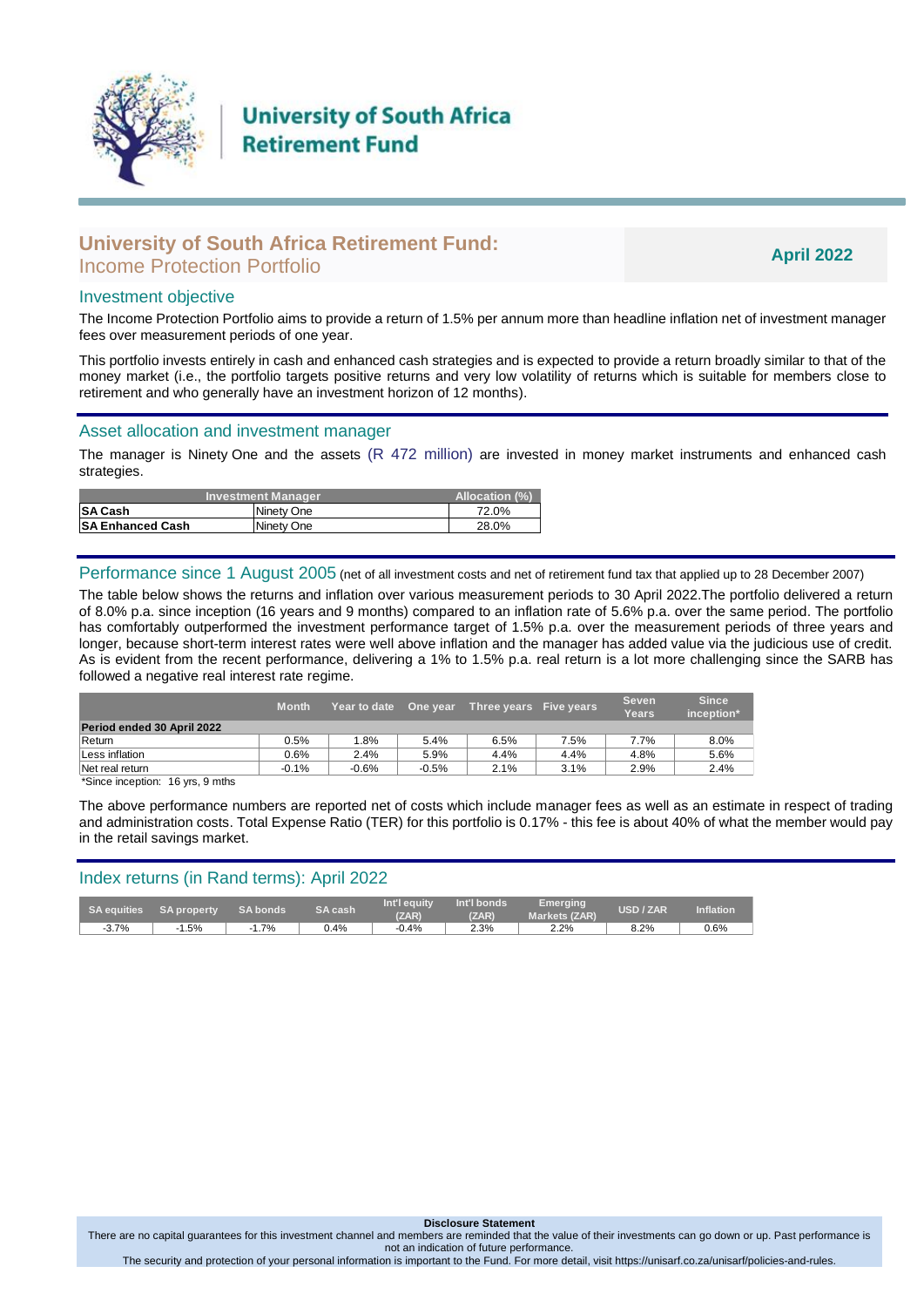# University of South Africa Retirement Fund

## University of South Africa Retirement Fund: Income Protection Portfolio

**April 2022**

### Investment objective

The Income Protection Portfolio aims to provide a return of 1.5% per annum more than headline inflation net of investment manager fees over measurement periods of one year.

This portfolio invests entirely in cash and enhanced cash strategies and is expected to provide a return broadly similar to that of the money market (i.e., the portfolio targets positive returns and very low volatility of returns which is suitable for members close to retirement and who generally have an investment horizon of 12 months).

### Asset allocation and investment manager

The manager is Ninety One and the assets (R 472 million) are invested in money market instruments and enhanced cash strategies.

| Investment Manager | | Allocation (%) |
|---|---|---|
| **SA Cash** | Ninety One | 72.0% |
| **SA Enhanced Cash** | Ninety One | 28.0% |

### Performance since 1 August 2005 (net of all investment costs and net of retirement fund tax that applied up to 28 December 2007)

The table below shows the returns and inflation over various measurement periods to 30 April 2022.The portfolio delivered a return of 8.0% p.a. since inception (16 years and 9 months) compared to an inflation rate of 5.6% p.a. over the same period. The portfolio has comfortably outperformed the investment performance target of 1.5% p.a. over the measurement periods of three years and longer, because short-term interest rates were well above inflation and the manager has added value via the judicious use of credit. As is evident from the recent performance, delivering a 1% to 1.5% p.a. real return is a lot more challenging since the SARB has followed a negative real interest rate regime.

| | Month | Year to date | One year | Three years | Five years | Seven Years | Since inception* |
|---|---|---|---|---|---|---|---|
| **Period ended 30 April 2022** | | | | | | | |
| Return | 0.5% | 1.8% | 5.4% | 6.5% | 7.5% | 7.7% | 8.0% |
| Less inflation | 0.6% | 2.4% | 5.9% | 4.4% | 4.4% | 4.8% | 5.6% |
| Net real return | -0.1% | -0.6% | -0.5% | 2.1% | 3.1% | 2.9% | 2.4% |

*Since inception: 16 yrs, 9 mths

The above performance numbers are reported net of costs which include manager fees as well as an estimate in respect of trading and administration costs. Total Expense Ratio (TER) for this portfolio is 0.17% - this fee is about 40% of what the member would pay in the retail savings market.

### Index returns (in Rand terms): April 2022

| SA equities | SA property | SA bonds | SA cash | Int'l equity (ZAR) | Int'l bonds (ZAR) | Emerging Markets (ZAR) | USD / ZAR | Inflation |
|---|---|---|---|---|---|---|---|---|
| -3.7% | -1.5% | -1.7% | 0.4% | -0.4% | 2.3% | 2.2% | 8.2% | 0.6% |

**Disclosure Statement**

There are no capital guarantees for this investment channel and members are reminded that the value of their investments can go down or up. Past performance is not an indication of future performance.

The security and protection of your personal information is important to the Fund. For more detail, visit https://unisarf.co.za/unisarf/policies-and-rules.